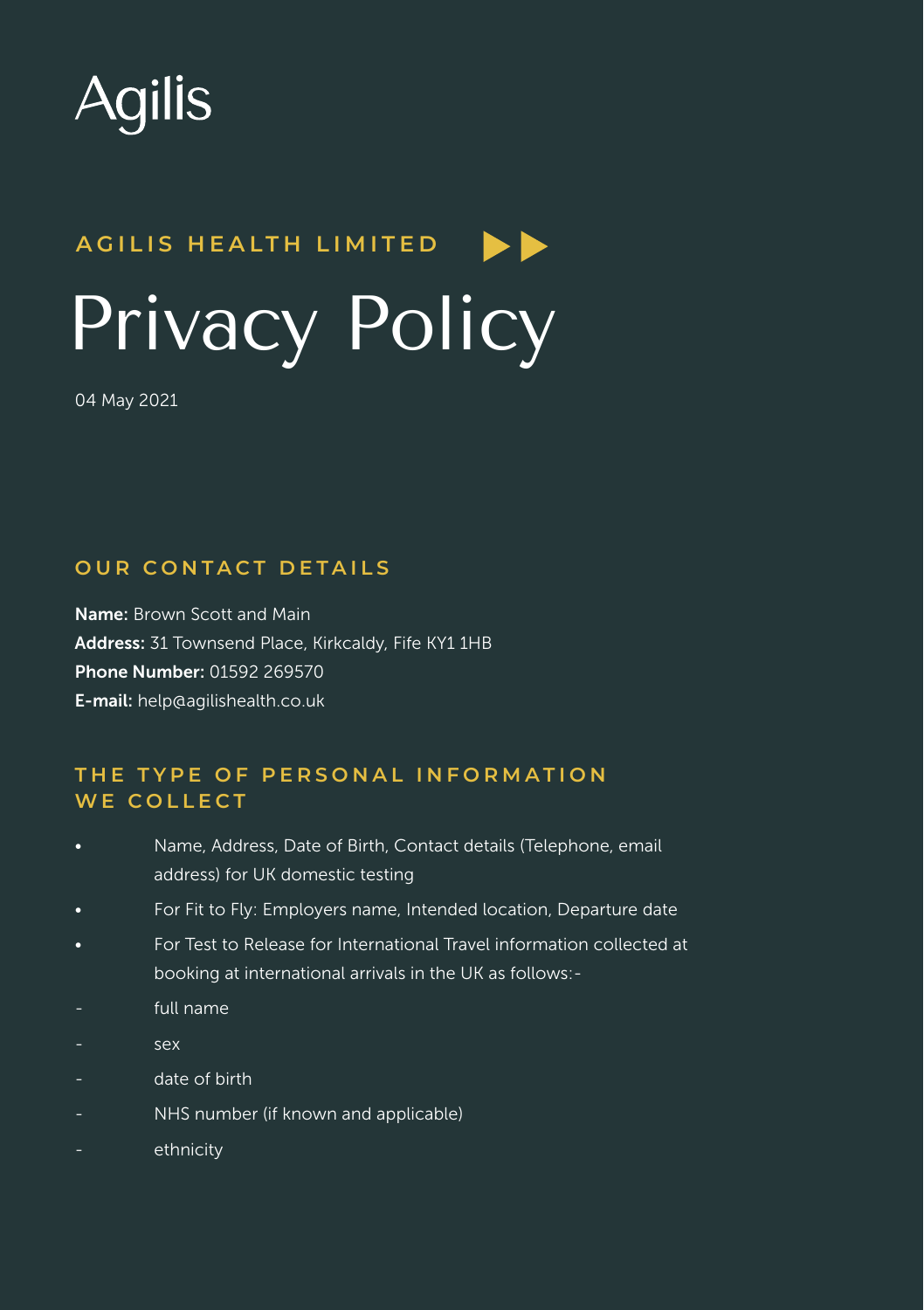Agilis

AGILIS HEALTH LIMITED

# Privacy Policy

04 May 2021

## OUR CONTACT DETAILS

**Name:** Brown Scott and Main
**Address:** 31 Townsend Place, Kirkcaldy, Fife KY1 1HB
**Phone Number:** 01592 269570
**E-mail:** help@agilishealth.co.uk

## THE TYPE OF PERSONAL INFORMATION WE COLLECT

- Name, Address, Date of Birth, Contact details (Telephone, email address) for UK domestic testing
- For Fit to Fly: Employers name, Intended location, Departure date
- For Test to Release for International Travel information collected at booking at international arrivals in the UK as follows:-

- full name
- sex
- date of birth
- NHS number (if known and applicable)
- ethnicity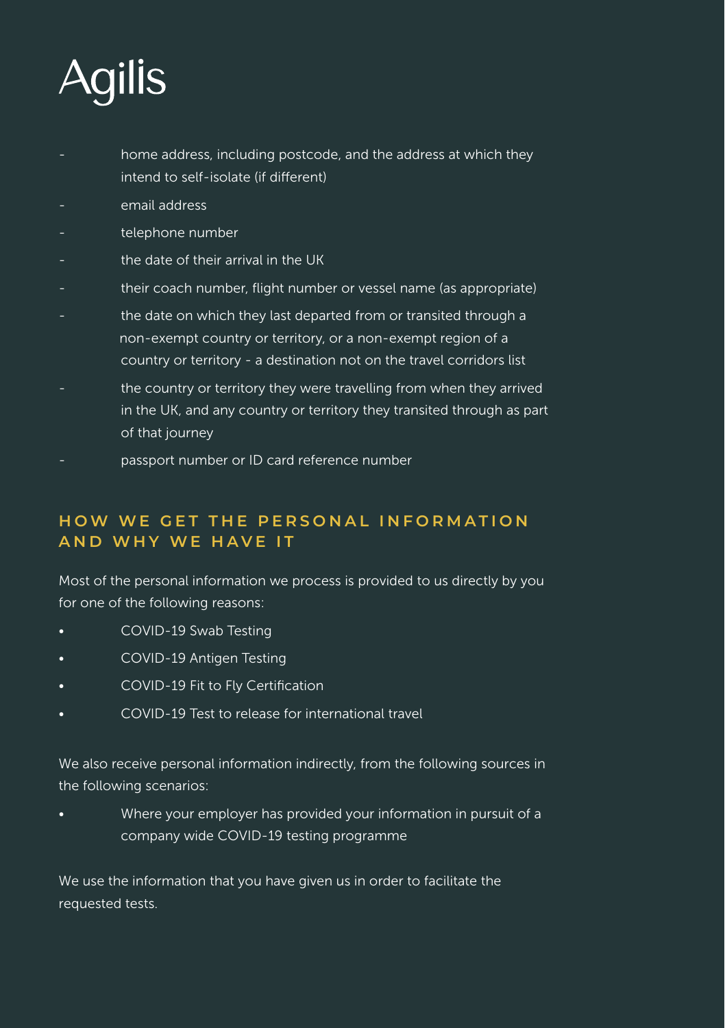- home address, including postcode, and the address at which they intend to self-isolate (if different)
- email address
- telephone number
- the date of their arrival in the UK
- their coach number, flight number or vessel name (as appropriate)
- the date on which they last departed from or transited through a non-exempt country or territory, or a non-exempt region of a country or territory - a destination not on the travel corridors list
- the country or territory they were travelling from when they arrived in the UK, and any country or territory they transited through as part of that journey
- passport number or ID card reference number

## HOW WE GET THE PERSONAL INFORMATION AND WHY WE HAVE IT

Most of the personal information we process is provided to us directly by you for one of the following reasons:

- COVID-19 Swab Testing
- COVID-19 Antigen Testing
- COVID-19 Fit to Fly Certification
- COVID-19 Test to release for international travel

We also receive personal information indirectly, from the following sources in the following scenarios:

- Where your employer has provided your information in pursuit of a company wide COVID-19 testing programme

We use the information that you have given us in order to facilitate the requested tests.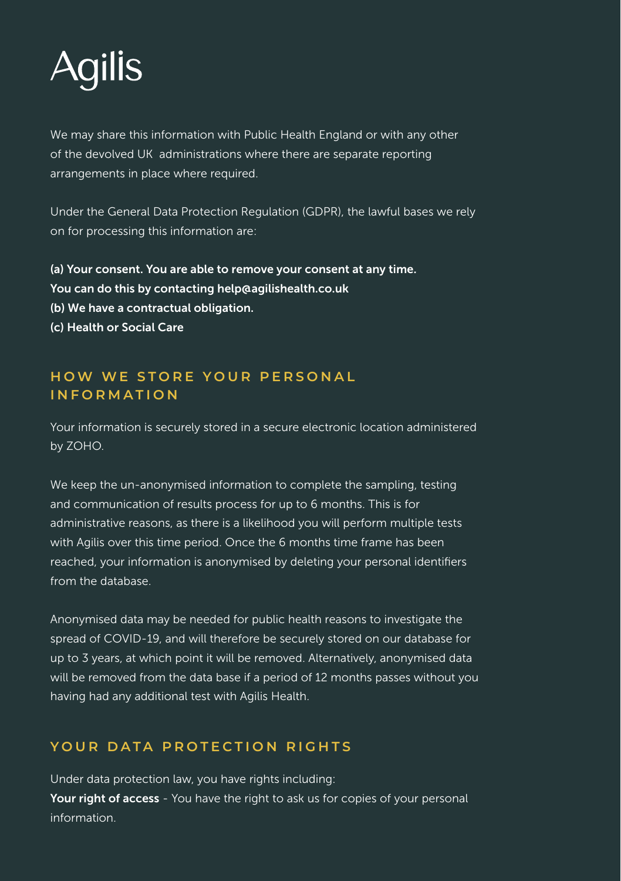We may share this information with Public Health England or with any other of the devolved UK administrations where there are separate reporting arrangements in place where required.

Under the General Data Protection Regulation (GDPR), the lawful bases we rely on for processing this information are:

**(a) Your consent. You are able to remove your consent at any time. You can do this by contacting help@agilishealth.co.uk**
**(b) We have a contractual obligation.**
**(c) Health or Social Care**

## HOW WE STORE YOUR PERSONAL INFORMATION

Your information is securely stored in a secure electronic location administered by ZOHO.

We keep the un-anonymised information to complete the sampling, testing and communication of results process for up to 6 months. This is for administrative reasons, as there is a likelihood you will perform multiple tests with Agilis over this time period. Once the 6 months time frame has been reached, your information is anonymised by deleting your personal identifiers from the database.

Anonymised data may be needed for public health reasons to investigate the spread of COVID-19, and will therefore be securely stored on our database for up to 3 years, at which point it will be removed. Alternatively, anonymised data will be removed from the data base if a period of 12 months passes without you having had any additional test with Agilis Health.

## YOUR DATA PROTECTION RIGHTS

Under data protection law, you have rights including:
**Your right of access** - You have the right to ask us for copies of your personal information.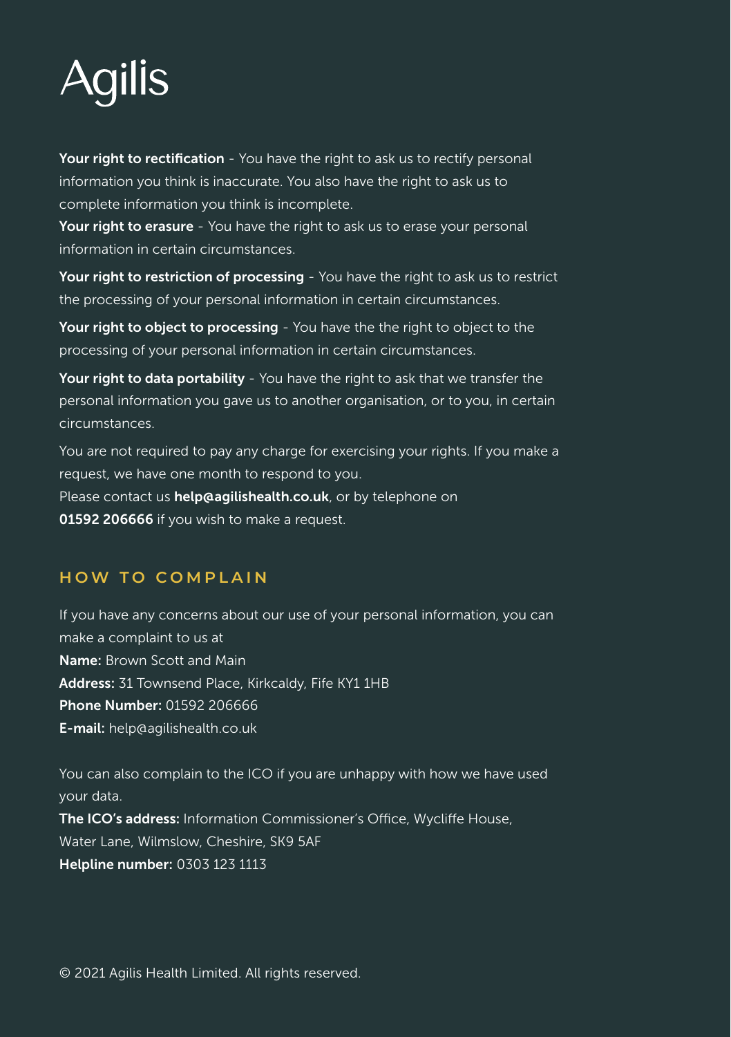Agilis

**Your right to rectification** - You have the right to ask us to rectify personal information you think is inaccurate. You also have the right to ask us to complete information you think is incomplete.

**Your right to erasure** - You have the right to ask us to erase your personal information in certain circumstances.

**Your right to restriction of processing** - You have the right to ask us to restrict the processing of your personal information in certain circumstances.

**Your right to object to processing** - You have the the right to object to the processing of your personal information in certain circumstances.

**Your right to data portability** - You have the right to ask that we transfer the personal information you gave us to another organisation, or to you, in certain circumstances.

You are not required to pay any charge for exercising your rights. If you make a request, we have one month to respond to you.

Please contact us **help@agilishealth.co.uk**, or by telephone on **01592 206666** if you wish to make a request.

## HOW TO COMPLAIN

If you have any concerns about our use of your personal information, you can make a complaint to us at

**Name:** Brown Scott and Main
**Address:** 31 Townsend Place, Kirkcaldy, Fife KY1 1HB
**Phone Number:** 01592 206666
**E-mail:** help@agilishealth.co.uk

You can also complain to the ICO if you are unhappy with how we have used your data.

**The ICO's address:** Information Commissioner's Office, Wycliffe House, Water Lane, Wilmslow, Cheshire, SK9 5AF
**Helpline number:** 0303 123 1113

© 2021 Agilis Health Limited. All rights reserved.